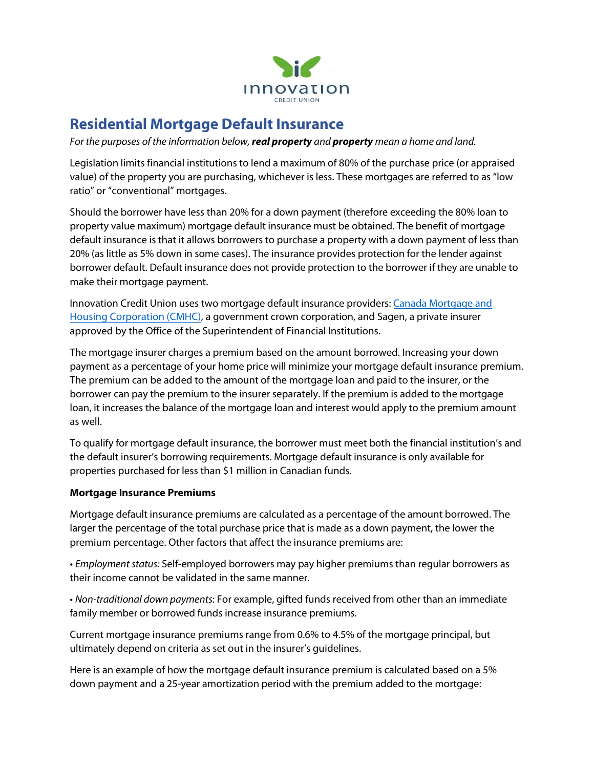# Residential Mortgage Default Insurance

*For the purposes of the information below,* ***real property*** *and* ***property*** *mean a home and land.*

Legislation limits financial institutions to lend a maximum of 80% of the purchase price (or appraised value) of the property you are purchasing, whichever is less. These mortgages are referred to as "low ratio" or "conventional" mortgages.

Should the borrower have less than 20% for a down payment (therefore exceeding the 80% loan to property value maximum) mortgage default insurance must be obtained. The benefit of mortgage default insurance is that it allows borrowers to purchase a property with a down payment of less than 20% (as little as 5% down in some cases). The insurance provides protection for the lender against borrower default. Default insurance does not provide protection to the borrower if they are unable to make their mortgage payment.

Innovation Credit Union uses two mortgage default insurance providers: Canada Mortgage and Housing Corporation (CMHC), a government crown corporation, and Sagen, a private insurer approved by the Office of the Superintendent of Financial Institutions.

The mortgage insurer charges a premium based on the amount borrowed. Increasing your down payment as a percentage of your home price will minimize your mortgage default insurance premium. The premium can be added to the amount of the mortgage loan and paid to the insurer, or the borrower can pay the premium to the insurer separately. If the premium is added to the mortgage loan, it increases the balance of the mortgage loan and interest would apply to the premium amount as well.

To qualify for mortgage default insurance, the borrower must meet both the financial institution's and the default insurer's borrowing requirements. Mortgage default insurance is only available for properties purchased for less than $1 million in Canadian funds.

**Mortgage Insurance Premiums**

Mortgage default insurance premiums are calculated as a percentage of the amount borrowed. The larger the percentage of the total purchase price that is made as a down payment, the lower the premium percentage. Other factors that affect the insurance premiums are:

- *Employment status:* Self-employed borrowers may pay higher premiums than regular borrowers as their income cannot be validated in the same manner.
- *Non-traditional down payments*: For example, gifted funds received from other than an immediate family member or borrowed funds increase insurance premiums.

Current mortgage insurance premiums range from 0.6% to 4.5% of the mortgage principal, but ultimately depend on criteria as set out in the insurer's guidelines.

Here is an example of how the mortgage default insurance premium is calculated based on a 5% down payment and a 25-year amortization period with the premium added to the mortgage: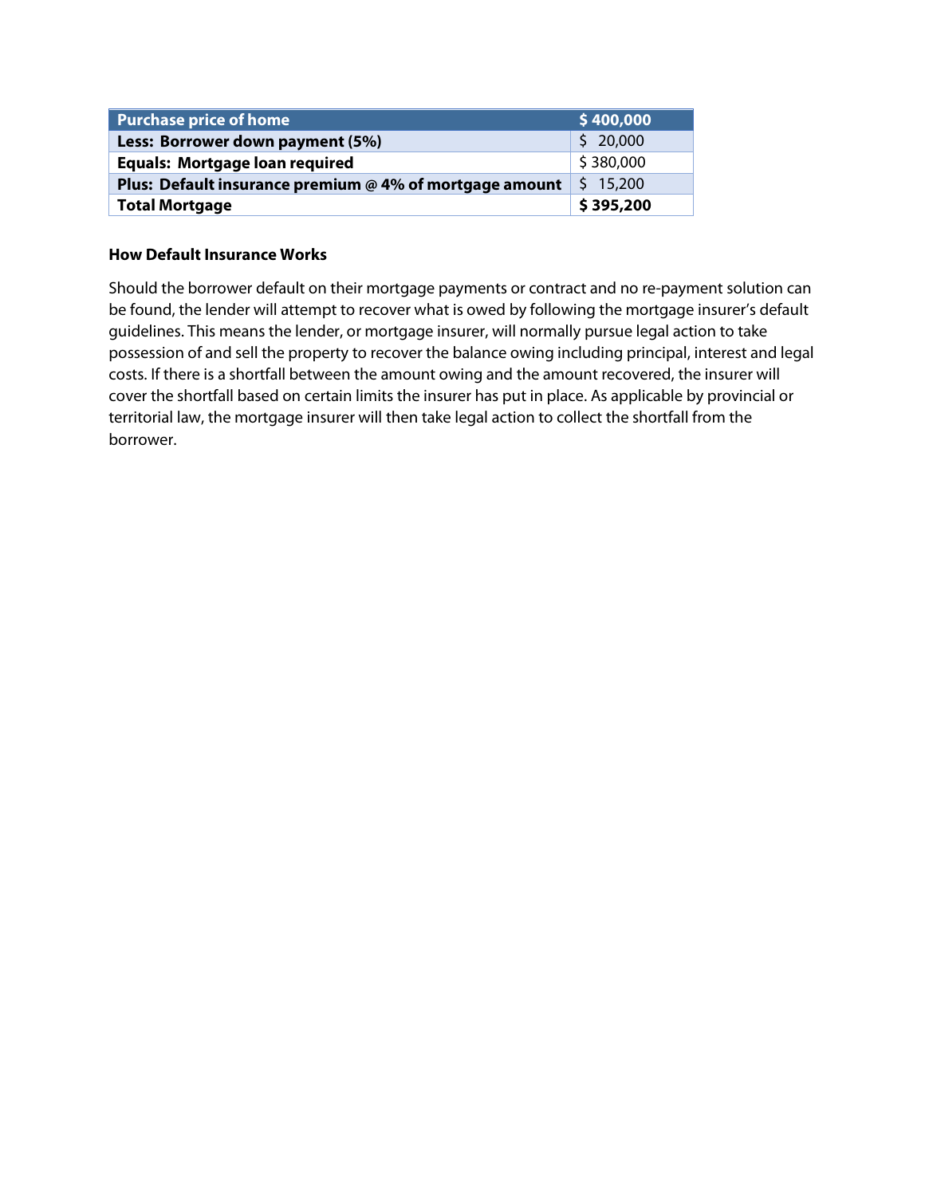| Purchase price of home | $ 400,000 |
|---|---|
| **Less: Borrower down payment (5%)** | $ 20,000 |
| **Equals: Mortgage loan required** | $ 380,000 |
| **Plus: Default insurance premium @ 4% of mortgage amount** | $ 15,200 |
| **Total Mortgage** | **$ 395,200** |

**How Default Insurance Works**

Should the borrower default on their mortgage payments or contract and no re-payment solution can be found, the lender will attempt to recover what is owed by following the mortgage insurer's default guidelines. This means the lender, or mortgage insurer, will normally pursue legal action to take possession of and sell the property to recover the balance owing including principal, interest and legal costs. If there is a shortfall between the amount owing and the amount recovered, the insurer will cover the shortfall based on certain limits the insurer has put in place. As applicable by provincial or territorial law, the mortgage insurer will then take legal action to collect the shortfall from the borrower.